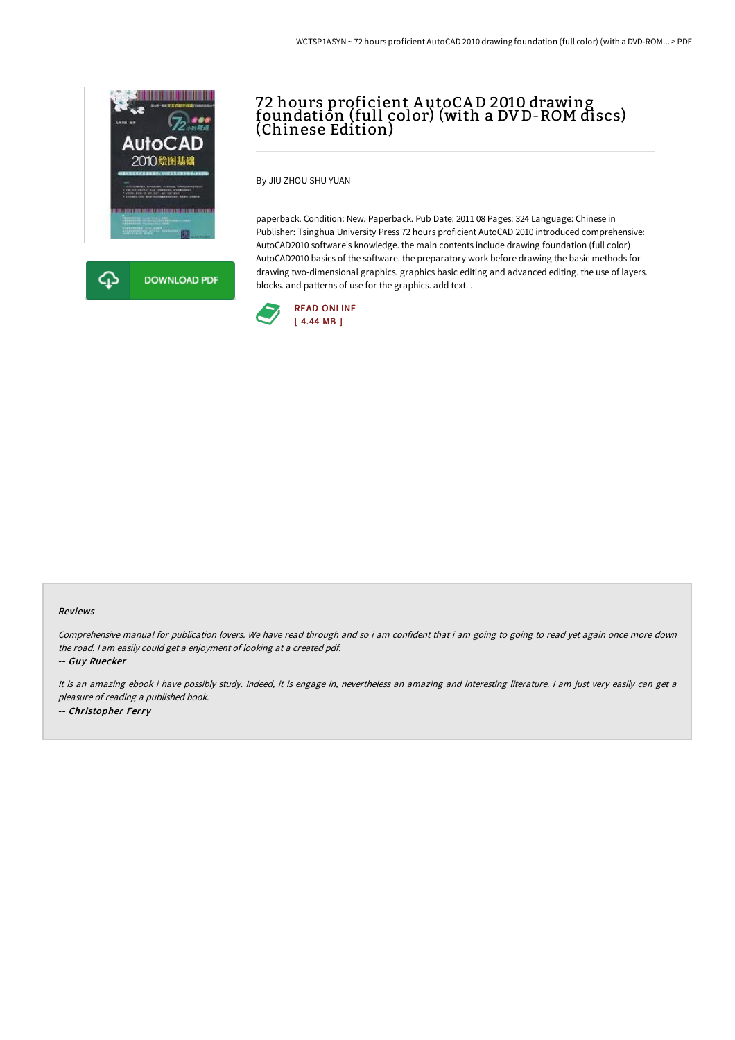# 72 hours proficient AutoCAD 2010 drawing foundation (full color) (with a DVD-ROM discs) (Chinese Edition)

By JIU ZHOU SHU YUAN

paperback. Condition: New. Paperback. Pub Date: 2011 08 Pages: 324 Language: Chinese in Publisher: Tsinghua University Press 72 hours proficient AutoCAD 2010 introduced comprehensive: AutoCAD2010 software's knowledge. the main contents include drawing foundation (full color) AutoCAD2010 basics of the software. the preparatory work before drawing the basic methods for drawing two-dimensional graphics. graphics basic editing and advanced editing. the use of layers. blocks. and patterns of use for the graphics. add text. .

DOWNLOAD PDF

READ ONLINE
[ 4.44 MB ]

#### Reviews

*Comprehensive manual for publication lovers. We have read through and so i am confident that i am going to going to read yet again once more down the road. I am easily could get a enjoyment of looking at a created pdf.*

*-- Guy Ruecker*

*It is an amazing ebook i have possibly study. Indeed, it is engage in, nevertheless an amazing and interesting literature. I am just very easily can get a pleasure of reading a published book.*

*-- Christopher Ferry*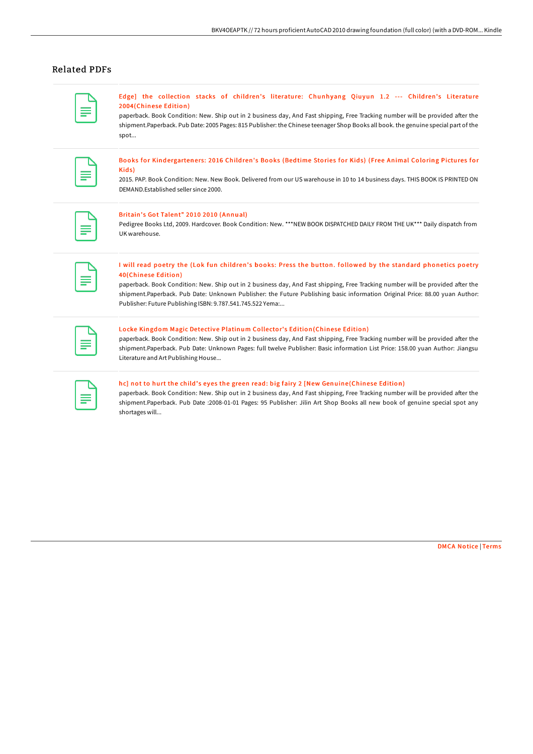## Related PDFs

Edge] the collection stacks of children's literature: Chunhyang Qiuyun 1.2 --- Children's Literature 2004(Chinese Edition)

paperback. Book Condition: New. Ship out in 2 business day, And Fast shipping, Free Tracking number will be provided after the shipment.Paperback. Pub Date: 2005 Pages: 815 Publisher: the Chinese teenager Shop Books all book. the genuine special part of the spot...

Books for Kindergarteners: 2016 Children's Books (Bedtime Stories for Kids) (Free Animal Coloring Pictures for Kids)

2015. PAP. Book Condition: New. New Book. Delivered from our US warehouse in 10 to 14 business days. THIS BOOK IS PRINTED ON DEMAND.Established seller since 2000.

Britain's Got Talent" 2010 2010 (Annual)

Pedigree Books Ltd, 2009. Hardcover. Book Condition: New. ***NEW BOOK DISPATCHED DAILY FROM THE UK*** Daily dispatch from UK warehouse.

I will read poetry the (Lok fun children's books: Press the button. followed by the standard phonetics poetry 40(Chinese Edition)

paperback. Book Condition: New. Ship out in 2 business day, And Fast shipping, Free Tracking number will be provided after the shipment.Paperback. Pub Date: Unknown Publisher: the Future Publishing basic information Original Price: 88.00 yuan Author: Publisher: Future Publishing ISBN: 9.787.541.745.522 Yema:...

Locke Kingdom Magic Detective Platinum Collector's Edition(Chinese Edition)

paperback. Book Condition: New. Ship out in 2 business day, And Fast shipping, Free Tracking number will be provided after the shipment.Paperback. Pub Date: Unknown Pages: full twelve Publisher: Basic information List Price: 158.00 yuan Author: Jiangsu Literature and Art Publishing House...

hc] not to hurt the child's eyes the green read: big fairy 2 [New Genuine(Chinese Edition)

paperback. Book Condition: New. Ship out in 2 business day, And Fast shipping, Free Tracking number will be provided after the shipment.Paperback. Pub Date :2008-01-01 Pages: 95 Publisher: Jilin Art Shop Books all new book of genuine special spot any shortages will...

DMCA Notice | Terms